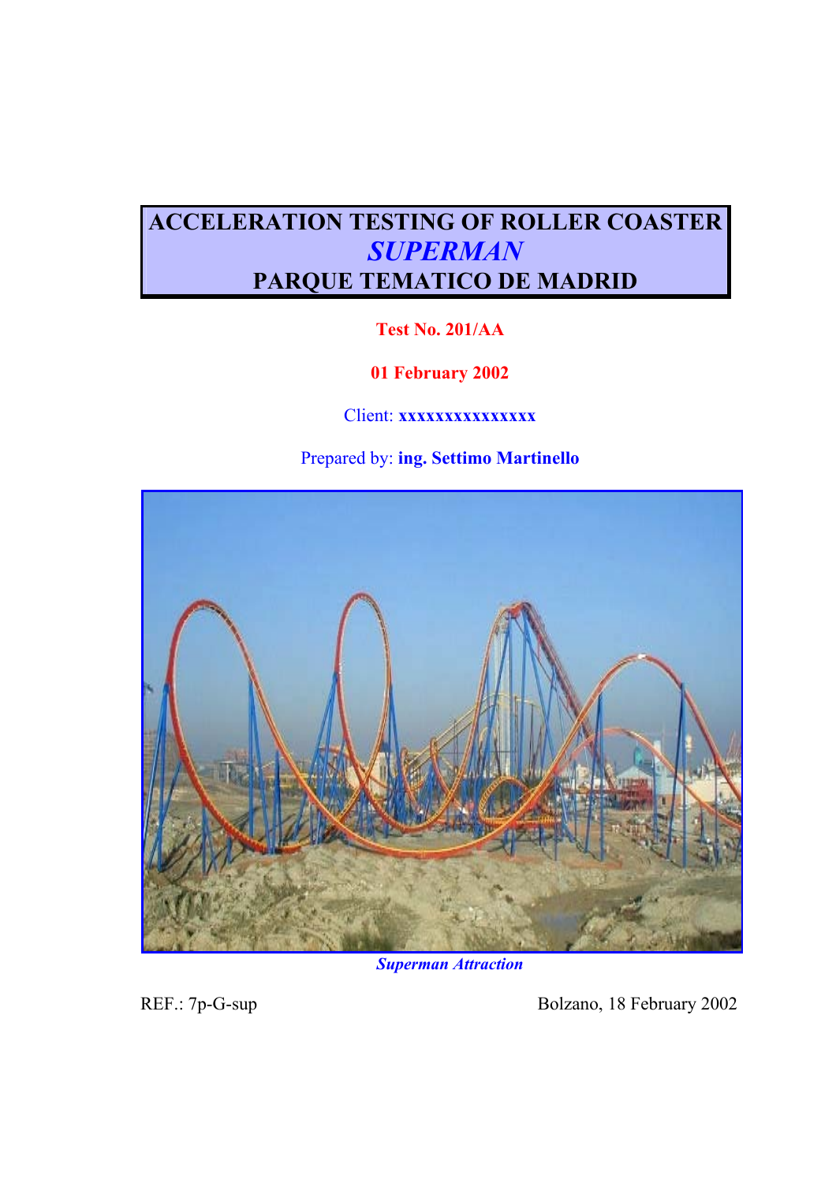# ACCELERATION TESTING OF ROLLER COASTER *SUPERMAN* PARQUE TEMATICO DE MADRID

**Test No. 201/AA**

**01 February 2002**

Client: **xxxxxxxxxxxxxxx**

Prepared by: **ing. Settimo Martinello**

***Superman Attraction***

REF.: 7p-G-sup

Bolzano, 18 February 2002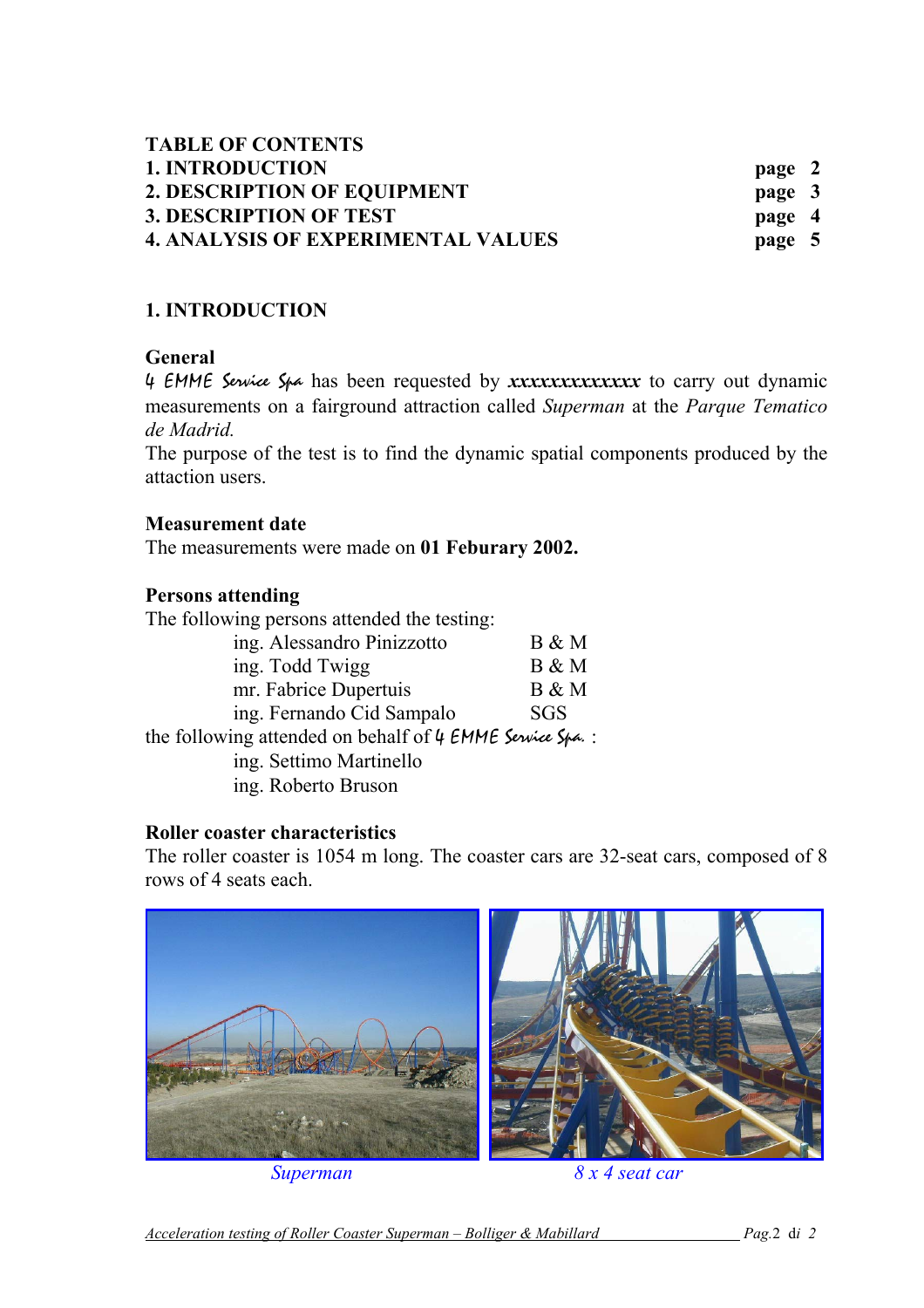**TABLE OF CONTENTS**

| | |
|---|---|
| **1. INTRODUCTION** | **page 2** |
| **2. DESCRIPTION OF EQUIPMENT** | **page 3** |
| **3. DESCRIPTION OF TEST** | **page 4** |
| **4. ANALYSIS OF EXPERIMENTAL VALUES** | **page 5** |

# 1. INTRODUCTION

## General

4 EMME Service Spa has been requested by ***xxxxxxxxxxxxx*** to carry out dynamic measurements on a fairground attraction called *Superman* at the *Parque Tematico de Madrid.*

The purpose of the test is to find the dynamic spatial components produced by the attaction users.

## Measurement date

The measurements were made on **01 Feburary 2002.**

## Persons attending

The following persons attended the testing:

| | |
|---|---|
| ing. Alessandro Pinizzotto | B & M |
| ing. Todd Twigg | B & M |
| mr. Fabrice Dupertuis | B & M |
| ing. Fernando Cid Sampalo | SGS |

the following attended on behalf of 4 EMME Service Spa. :

ing. Settimo Martinello
ing. Roberto Bruson

## Roller coaster characteristics

The roller coaster is 1054 m long. The coaster cars are 32-seat cars, composed of 8 rows of 4 seats each.

*Superman*

*8 x 4 seat car*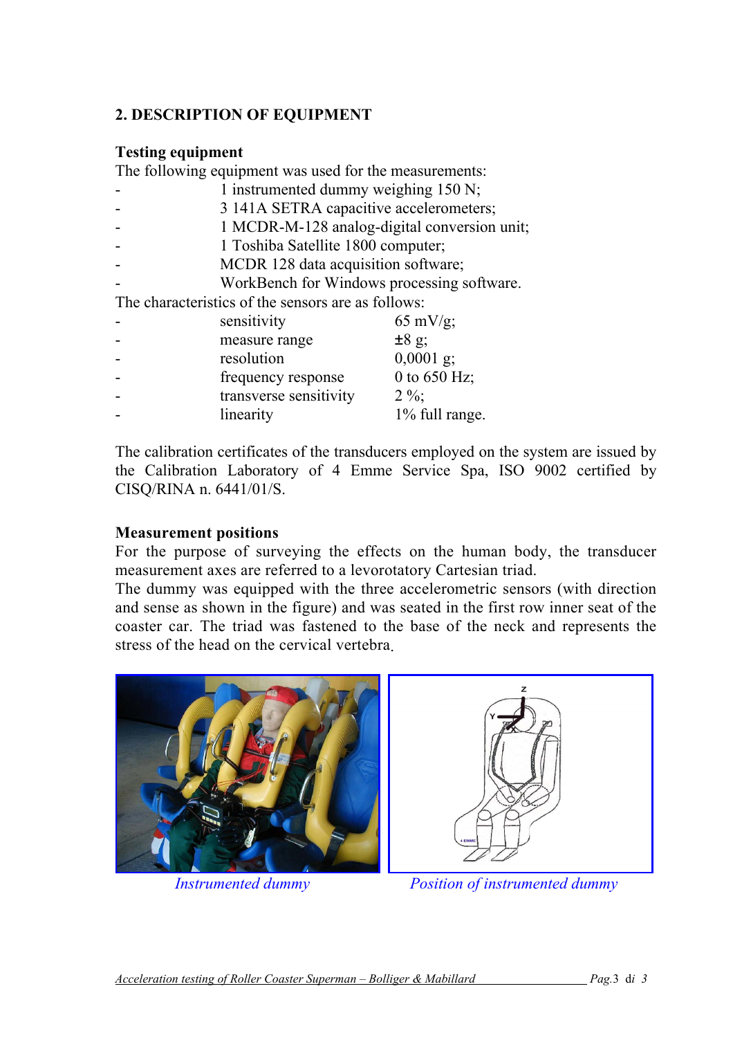## 2. DESCRIPTION OF EQUIPMENT

**Testing equipment**

The following equipment was used for the measurements:

- 1 instrumented dummy weighing 150 N;
- 3 141A SETRA capacitive accelerometers;
- 1 MCDR-M-128 analog-digital conversion unit;
- 1 Toshiba Satellite 1800 computer;
- MCDR 128 data acquisition software;
- WorkBench for Windows processing software.

The characteristics of the sensors are as follows:

- sensitivity 65 mV/g;
- measure range ±8 g;
- resolution 0,0001 g;
- frequency response 0 to 650 Hz;
- transverse sensitivity 2 %;
- linearity 1% full range.

The calibration certificates of the transducers employed on the system are issued by the Calibration Laboratory of 4 Emme Service Spa, ISO 9002 certified by CISQ/RINA n. 6441/01/S.

**Measurement positions**

For the purpose of surveying the effects on the human body, the transducer measurement axes are referred to a levorotatory Cartesian triad.

The dummy was equipped with the three accelerometric sensors (with direction and sense as shown in the figure) and was seated in the first row inner seat of the coaster car. The triad was fastened to the base of the neck and represents the stress of the head on the cervical vertebra.

*Instrumented dummy*

*Position of instrumented dummy*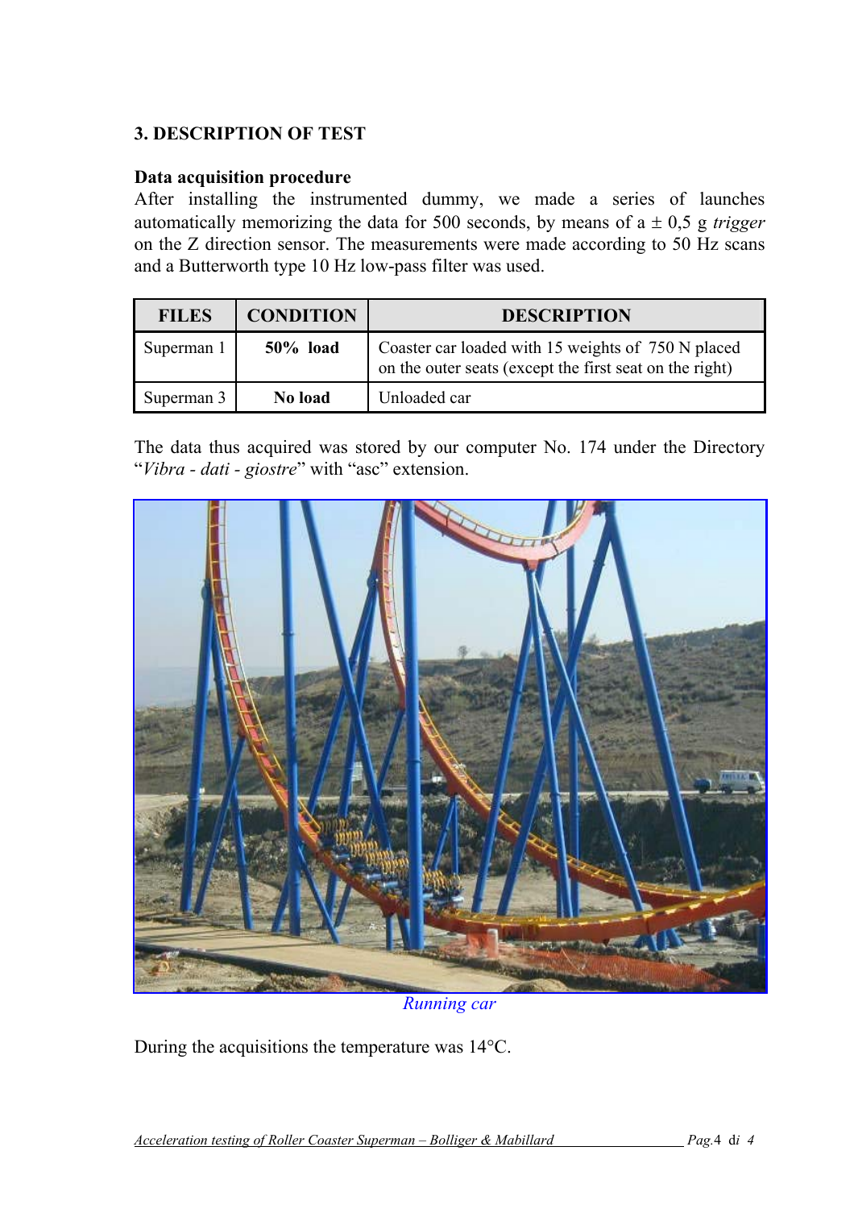## 3. DESCRIPTION OF TEST

### Data acquisition procedure

After installing the instrumented dummy, we made a series of launches automatically memorizing the data for 500 seconds, by means of a ± 0,5 g *trigger* on the Z direction sensor. The measurements were made according to 50 Hz scans and a Butterworth type 10 Hz low-pass filter was used.

| FILES | CONDITION | DESCRIPTION |
|---|---|---|
| Superman 1 | **50% load** | Coaster car loaded with 15 weights of 750 N placed on the outer seats (except the first seat on the right) |
| Superman 3 | **No load** | Unloaded car |

The data thus acquired was stored by our computer No. 174 under the Directory "*Vibra - dati - giostre*" with "asc" extension.

*Running car*

During the acquisitions the temperature was 14°C.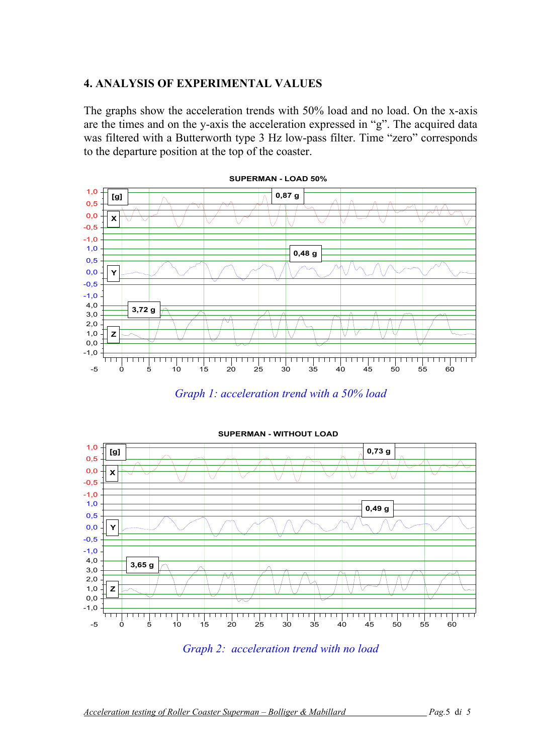## 4. ANALYSIS OF EXPERIMENTAL VALUES

The graphs show the acceleration trends with 50% load and no load. On the x-axis are the times and on the y-axis the acceleration expressed in "g". The acquired data was filtered with a Butterworth type 3 Hz low-pass filter. Time "zero" corresponds to the departure position at the top of the coaster.

*Graph 1: acceleration trend with a 50% load*

*Graph 2: acceleration trend with no load*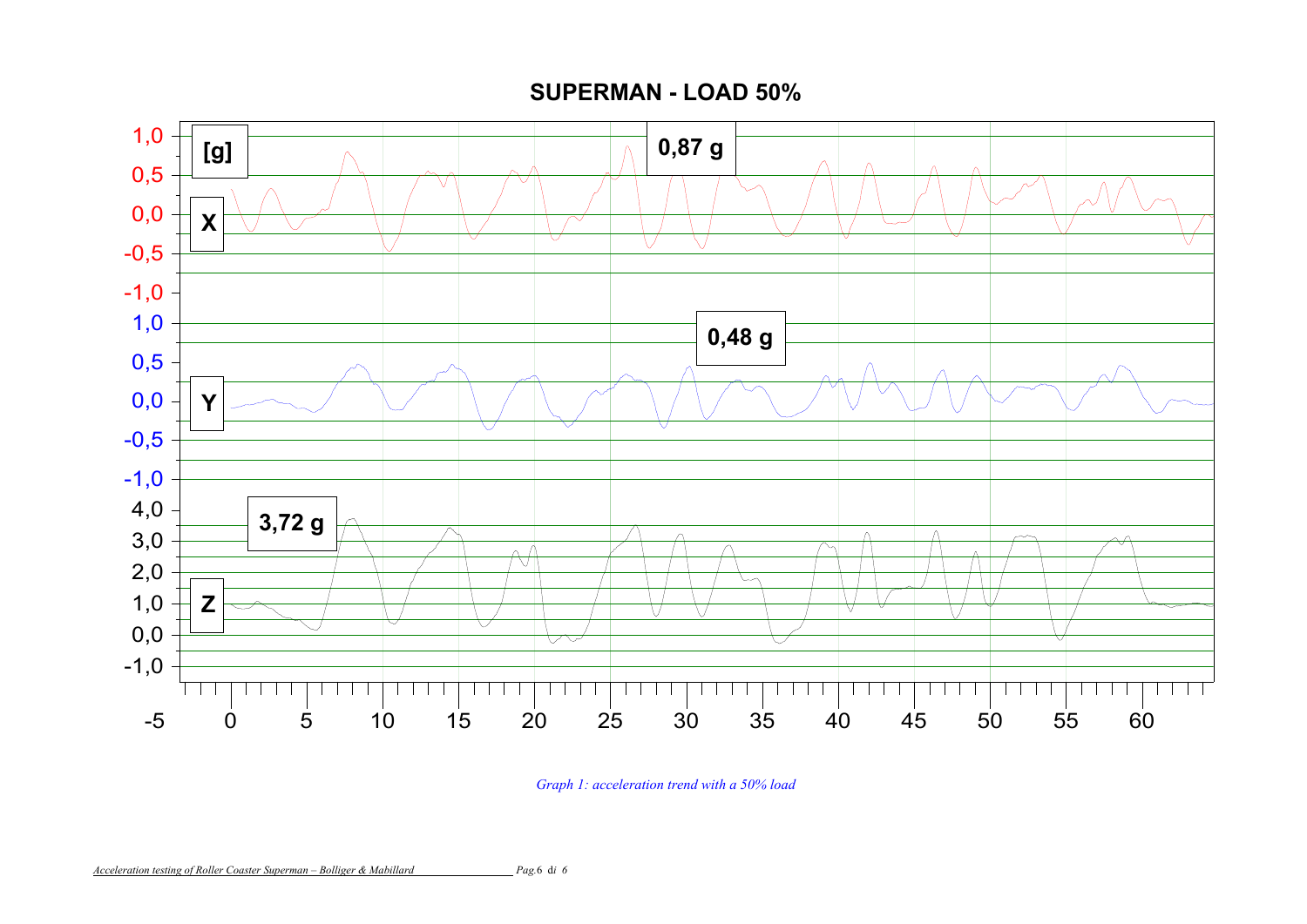**SUPERMAN - LOAD 50%**

[g]

X — 0,87 g

Y — 0,48 g

Z — 3,72 g

*Graph 1: acceleration trend with a 50% load*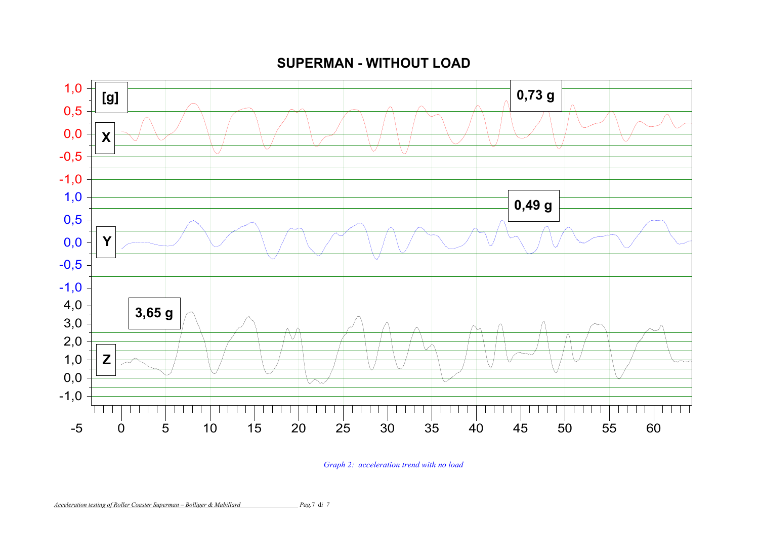## SUPERMAN - WITHOUT LOAD

[g]

X: 0,73 g

Y: 0,49 g

Z: 3,65 g

*Graph 2: acceleration trend with no load*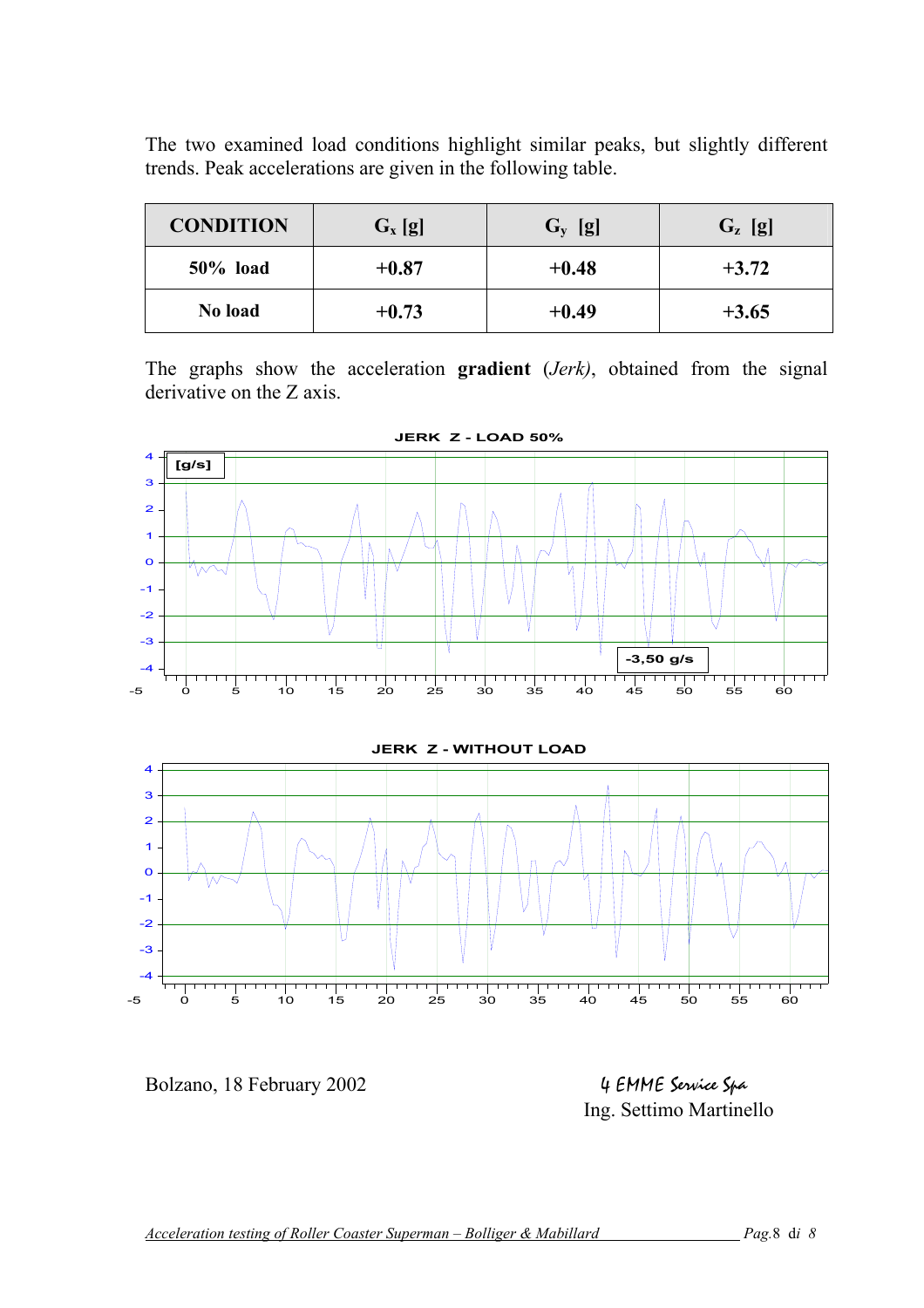The two examined load conditions highlight similar peaks, but slightly different trends. Peak accelerations are given in the following table.

| CONDITION | $G_x$ [g] | $G_y$ [g] | $G_z$ [g] |
|---|---|---|---|
| 50% load | +0.87 | +0.48 | +3.72 |
| No load | +0.73 | +0.49 | +3.65 |

The graphs show the acceleration **gradient** (*Jerk*), obtained from the signal derivative on the Z axis.

JERK Z - LOAD 50%

[g/s]

4
3
2
1
0
-1
-2
-3
-4

-3,50 g/s

-5 0 5 10 15 20 25 30 35 40 45 50 55 60

JERK Z - WITHOUT LOAD

4
3
2
1
0
-1
-2
-3
-4

-5 0 5 10 15 20 25 30 35 40 45 50 55 60

Bolzano, 18 February 2002

4 EMME Service Spa
Ing. Settimo Martinello